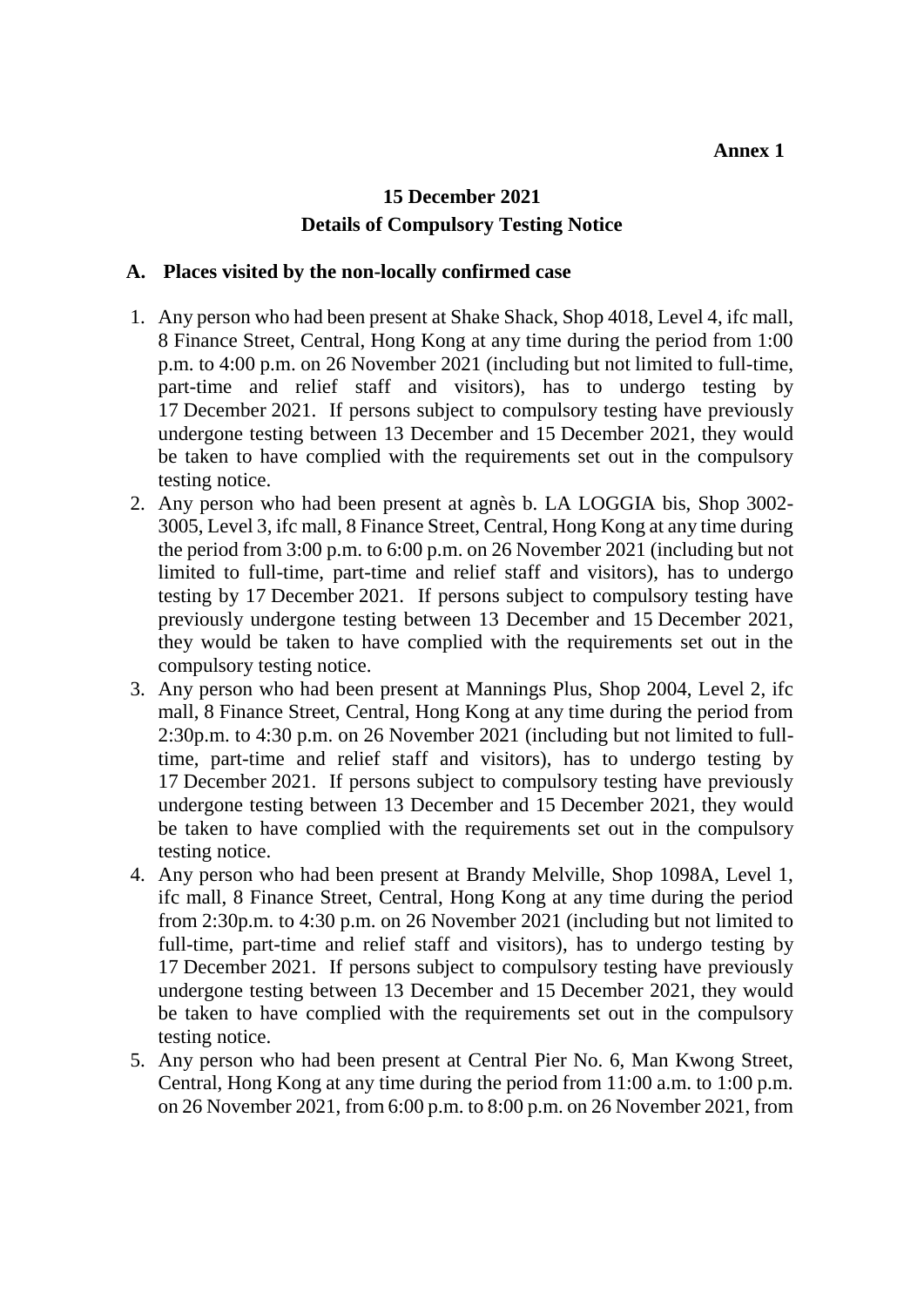**Annex 1**

# 15 December 2021
# Details of Compulsory Testing Notice

## A. Places visited by the non-locally confirmed case

1. Any person who had been present at Shake Shack, Shop 4018, Level 4, ifc mall, 8 Finance Street, Central, Hong Kong at any time during the period from 1:00 p.m. to 4:00 p.m. on 26 November 2021 (including but not limited to full-time, part-time and relief staff and visitors), has to undergo testing by 17 December 2021. If persons subject to compulsory testing have previously undergone testing between 13 December and 15 December 2021, they would be taken to have complied with the requirements set out in the compulsory testing notice.
2. Any person who had been present at agnès b. LA LOGGIA bis, Shop 3002-3005, Level 3, ifc mall, 8 Finance Street, Central, Hong Kong at any time during the period from 3:00 p.m. to 6:00 p.m. on 26 November 2021 (including but not limited to full-time, part-time and relief staff and visitors), has to undergo testing by 17 December 2021. If persons subject to compulsory testing have previously undergone testing between 13 December and 15 December 2021, they would be taken to have complied with the requirements set out in the compulsory testing notice.
3. Any person who had been present at Mannings Plus, Shop 2004, Level 2, ifc mall, 8 Finance Street, Central, Hong Kong at any time during the period from 2:30p.m. to 4:30 p.m. on 26 November 2021 (including but not limited to full-time, part-time and relief staff and visitors), has to undergo testing by 17 December 2021. If persons subject to compulsory testing have previously undergone testing between 13 December and 15 December 2021, they would be taken to have complied with the requirements set out in the compulsory testing notice.
4. Any person who had been present at Brandy Melville, Shop 1098A, Level 1, ifc mall, 8 Finance Street, Central, Hong Kong at any time during the period from 2:30p.m. to 4:30 p.m. on 26 November 2021 (including but not limited to full-time, part-time and relief staff and visitors), has to undergo testing by 17 December 2021. If persons subject to compulsory testing have previously undergone testing between 13 December and 15 December 2021, they would be taken to have complied with the requirements set out in the compulsory testing notice.
5. Any person who had been present at Central Pier No. 6, Man Kwong Street, Central, Hong Kong at any time during the period from 11:00 a.m. to 1:00 p.m. on 26 November 2021, from 6:00 p.m. to 8:00 p.m. on 26 November 2021, from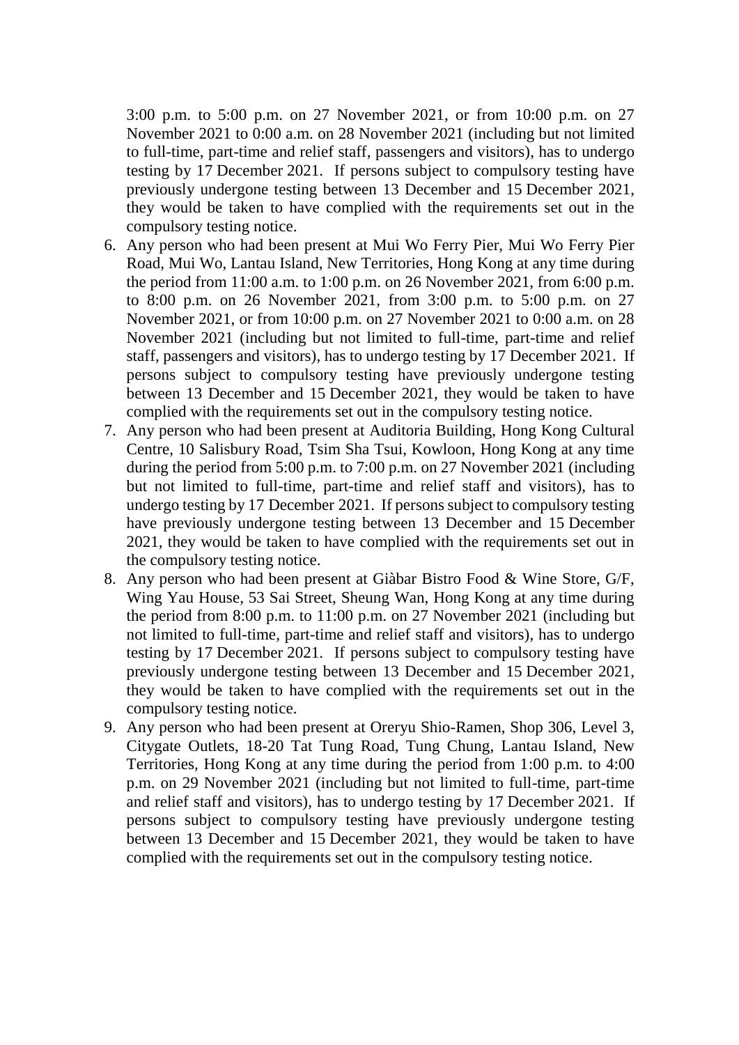3:00 p.m. to 5:00 p.m. on 27 November 2021, or from 10:00 p.m. on 27 November 2021 to 0:00 a.m. on 28 November 2021 (including but not limited to full-time, part-time and relief staff, passengers and visitors), has to undergo testing by 17 December 2021. If persons subject to compulsory testing have previously undergone testing between 13 December and 15 December 2021, they would be taken to have complied with the requirements set out in the compulsory testing notice.

6. Any person who had been present at Mui Wo Ferry Pier, Mui Wo Ferry Pier Road, Mui Wo, Lantau Island, New Territories, Hong Kong at any time during the period from 11:00 a.m. to 1:00 p.m. on 26 November 2021, from 6:00 p.m. to 8:00 p.m. on 26 November 2021, from 3:00 p.m. to 5:00 p.m. on 27 November 2021, or from 10:00 p.m. on 27 November 2021 to 0:00 a.m. on 28 November 2021 (including but not limited to full-time, part-time and relief staff, passengers and visitors), has to undergo testing by 17 December 2021. If persons subject to compulsory testing have previously undergone testing between 13 December and 15 December 2021, they would be taken to have complied with the requirements set out in the compulsory testing notice.
7. Any person who had been present at Auditoria Building, Hong Kong Cultural Centre, 10 Salisbury Road, Tsim Sha Tsui, Kowloon, Hong Kong at any time during the period from 5:00 p.m. to 7:00 p.m. on 27 November 2021 (including but not limited to full-time, part-time and relief staff and visitors), has to undergo testing by 17 December 2021. If persons subject to compulsory testing have previously undergone testing between 13 December and 15 December 2021, they would be taken to have complied with the requirements set out in the compulsory testing notice.
8. Any person who had been present at Giàbar Bistro Food & Wine Store, G/F, Wing Yau House, 53 Sai Street, Sheung Wan, Hong Kong at any time during the period from 8:00 p.m. to 11:00 p.m. on 27 November 2021 (including but not limited to full-time, part-time and relief staff and visitors), has to undergo testing by 17 December 2021. If persons subject to compulsory testing have previously undergone testing between 13 December and 15 December 2021, they would be taken to have complied with the requirements set out in the compulsory testing notice.
9. Any person who had been present at Oreryu Shio-Ramen, Shop 306, Level 3, Citygate Outlets, 18-20 Tat Tung Road, Tung Chung, Lantau Island, New Territories, Hong Kong at any time during the period from 1:00 p.m. to 4:00 p.m. on 29 November 2021 (including but not limited to full-time, part-time and relief staff and visitors), has to undergo testing by 17 December 2021. If persons subject to compulsory testing have previously undergone testing between 13 December and 15 December 2021, they would be taken to have complied with the requirements set out in the compulsory testing notice.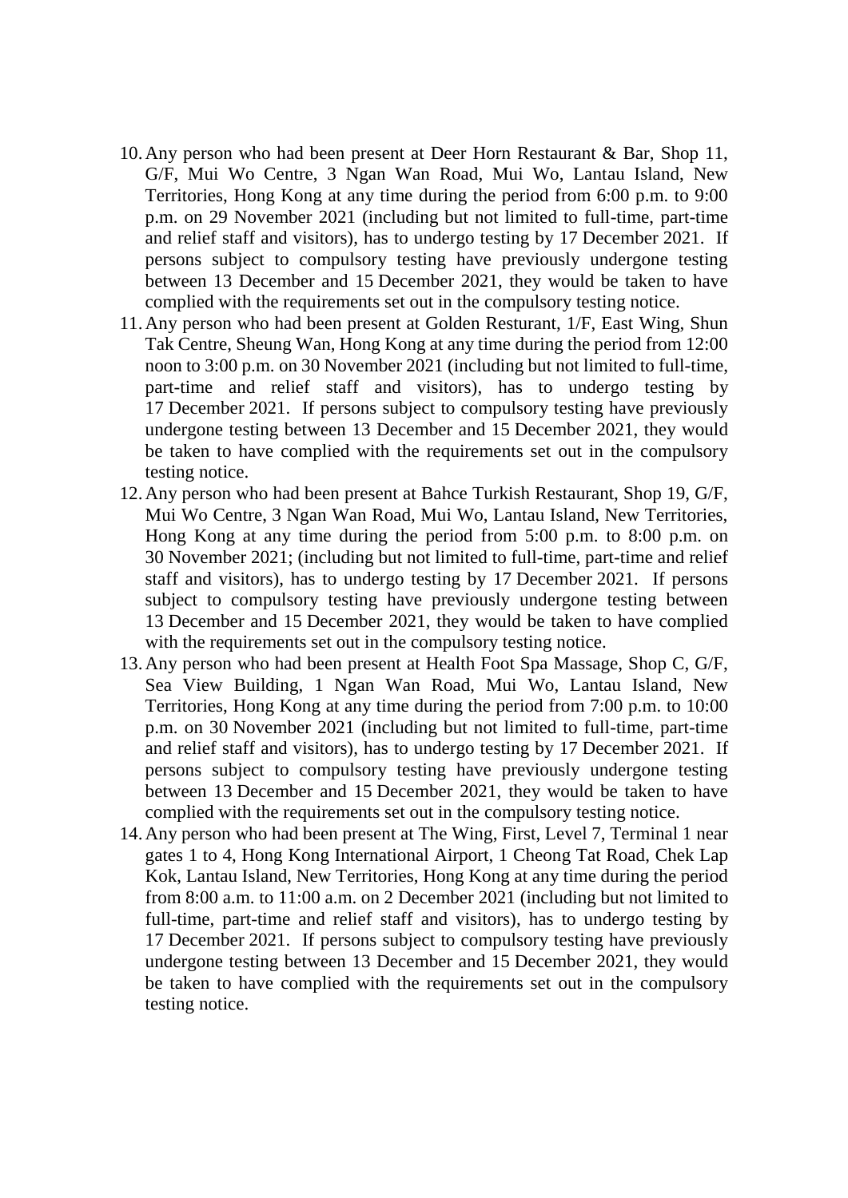10. Any person who had been present at Deer Horn Restaurant & Bar, Shop 11, G/F, Mui Wo Centre, 3 Ngan Wan Road, Mui Wo, Lantau Island, New Territories, Hong Kong at any time during the period from 6:00 p.m. to 9:00 p.m. on 29 November 2021 (including but not limited to full-time, part-time and relief staff and visitors), has to undergo testing by 17 December 2021. If persons subject to compulsory testing have previously undergone testing between 13 December and 15 December 2021, they would be taken to have complied with the requirements set out in the compulsory testing notice.
11. Any person who had been present at Golden Resturant, 1/F, East Wing, Shun Tak Centre, Sheung Wan, Hong Kong at any time during the period from 12:00 noon to 3:00 p.m. on 30 November 2021 (including but not limited to full-time, part-time and relief staff and visitors), has to undergo testing by 17 December 2021. If persons subject to compulsory testing have previously undergone testing between 13 December and 15 December 2021, they would be taken to have complied with the requirements set out in the compulsory testing notice.
12. Any person who had been present at Bahce Turkish Restaurant, Shop 19, G/F, Mui Wo Centre, 3 Ngan Wan Road, Mui Wo, Lantau Island, New Territories, Hong Kong at any time during the period from 5:00 p.m. to 8:00 p.m. on 30 November 2021; (including but not limited to full-time, part-time and relief staff and visitors), has to undergo testing by 17 December 2021. If persons subject to compulsory testing have previously undergone testing between 13 December and 15 December 2021, they would be taken to have complied with the requirements set out in the compulsory testing notice.
13. Any person who had been present at Health Foot Spa Massage, Shop C, G/F, Sea View Building, 1 Ngan Wan Road, Mui Wo, Lantau Island, New Territories, Hong Kong at any time during the period from 7:00 p.m. to 10:00 p.m. on 30 November 2021 (including but not limited to full-time, part-time and relief staff and visitors), has to undergo testing by 17 December 2021. If persons subject to compulsory testing have previously undergone testing between 13 December and 15 December 2021, they would be taken to have complied with the requirements set out in the compulsory testing notice.
14. Any person who had been present at The Wing, First, Level 7, Terminal 1 near gates 1 to 4, Hong Kong International Airport, 1 Cheong Tat Road, Chek Lap Kok, Lantau Island, New Territories, Hong Kong at any time during the period from 8:00 a.m. to 11:00 a.m. on 2 December 2021 (including but not limited to full-time, part-time and relief staff and visitors), has to undergo testing by 17 December 2021. If persons subject to compulsory testing have previously undergone testing between 13 December and 15 December 2021, they would be taken to have complied with the requirements set out in the compulsory testing notice.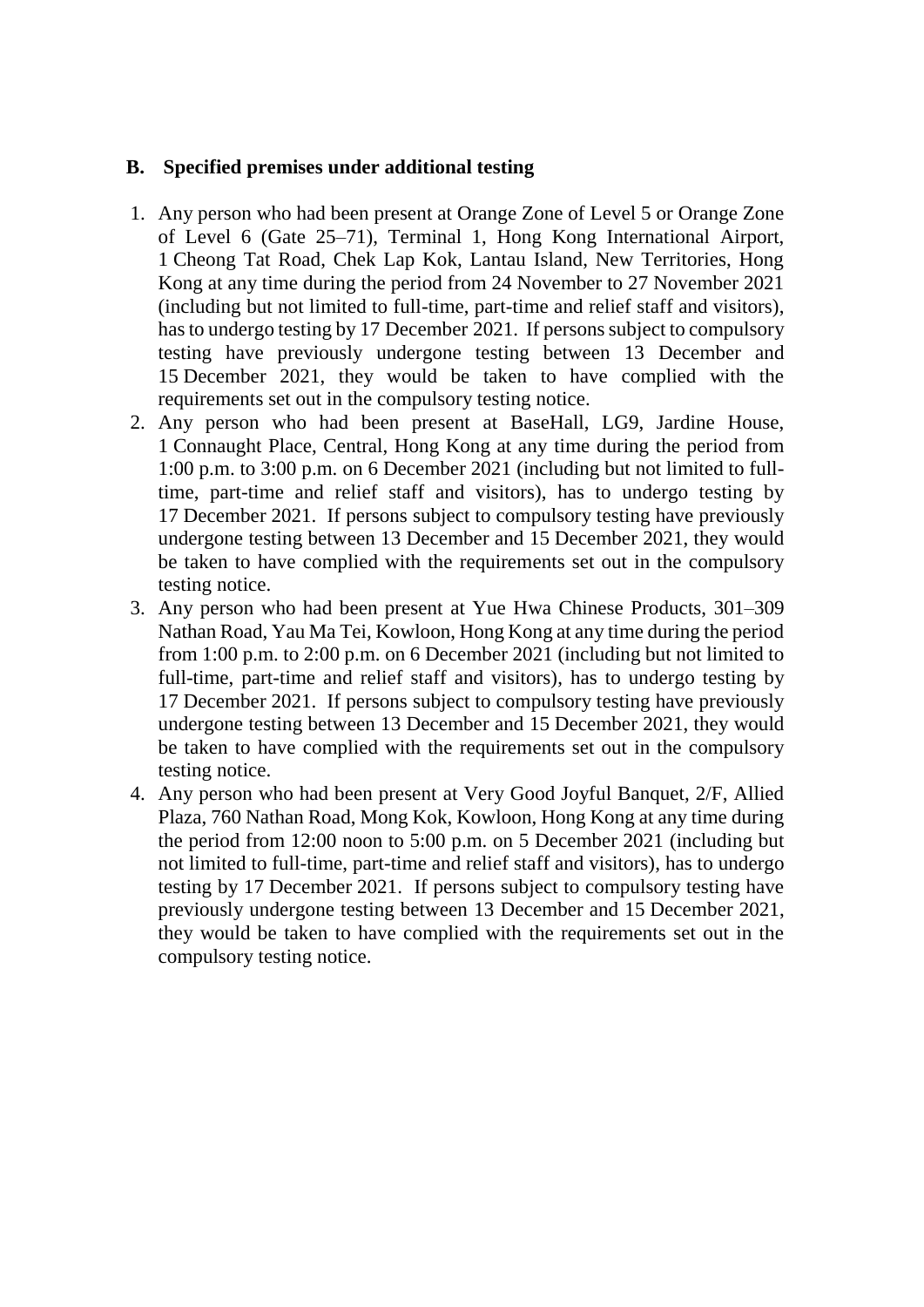## B. Specified premises under additional testing

1. Any person who had been present at Orange Zone of Level 5 or Orange Zone of Level 6 (Gate 25–71), Terminal 1, Hong Kong International Airport, 1 Cheong Tat Road, Chek Lap Kok, Lantau Island, New Territories, Hong Kong at any time during the period from 24 November to 27 November 2021 (including but not limited to full-time, part-time and relief staff and visitors), has to undergo testing by 17 December 2021. If persons subject to compulsory testing have previously undergone testing between 13 December and 15 December 2021, they would be taken to have complied with the requirements set out in the compulsory testing notice.
2. Any person who had been present at BaseHall, LG9, Jardine House, 1 Connaught Place, Central, Hong Kong at any time during the period from 1:00 p.m. to 3:00 p.m. on 6 December 2021 (including but not limited to full-time, part-time and relief staff and visitors), has to undergo testing by 17 December 2021. If persons subject to compulsory testing have previously undergone testing between 13 December and 15 December 2021, they would be taken to have complied with the requirements set out in the compulsory testing notice.
3. Any person who had been present at Yue Hwa Chinese Products, 301–309 Nathan Road, Yau Ma Tei, Kowloon, Hong Kong at any time during the period from 1:00 p.m. to 2:00 p.m. on 6 December 2021 (including but not limited to full-time, part-time and relief staff and visitors), has to undergo testing by 17 December 2021. If persons subject to compulsory testing have previously undergone testing between 13 December and 15 December 2021, they would be taken to have complied with the requirements set out in the compulsory testing notice.
4. Any person who had been present at Very Good Joyful Banquet, 2/F, Allied Plaza, 760 Nathan Road, Mong Kok, Kowloon, Hong Kong at any time during the period from 12:00 noon to 5:00 p.m. on 5 December 2021 (including but not limited to full-time, part-time and relief staff and visitors), has to undergo testing by 17 December 2021. If persons subject to compulsory testing have previously undergone testing between 13 December and 15 December 2021, they would be taken to have complied with the requirements set out in the compulsory testing notice.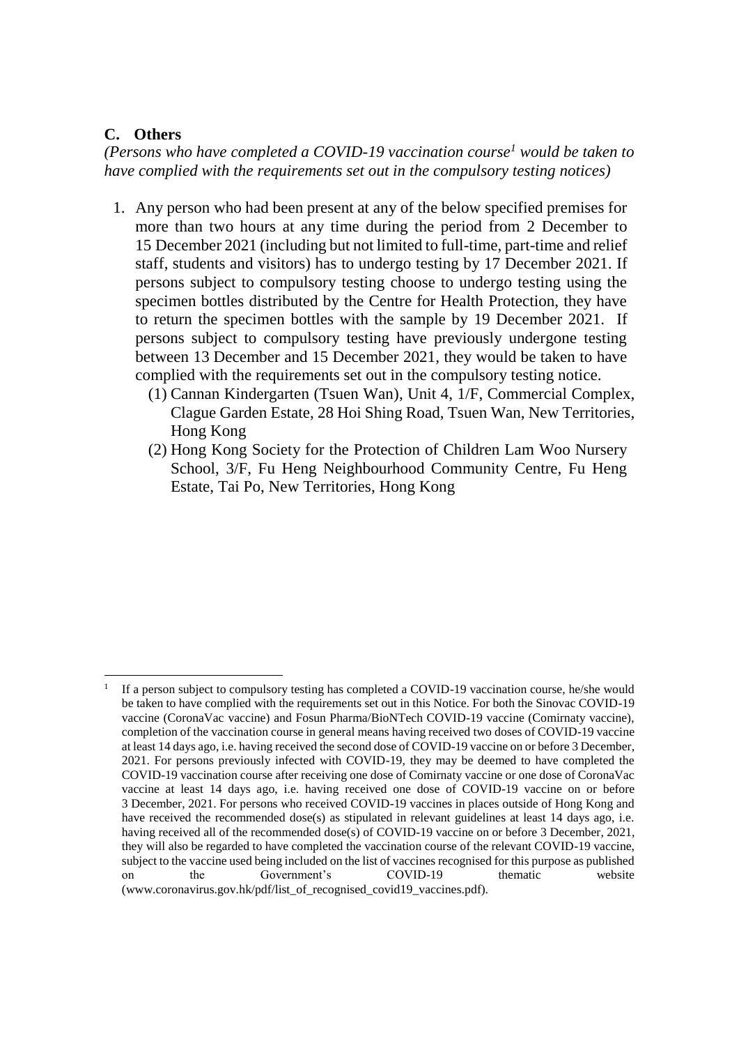## C. Others

*(Persons who have completed a COVID-19 vaccination course[1] would be taken to have complied with the requirements set out in the compulsory testing notices)*

1. Any person who had been present at any of the below specified premises for more than two hours at any time during the period from 2 December to 15 December 2021 (including but not limited to full-time, part-time and relief staff, students and visitors) has to undergo testing by 17 December 2021. If persons subject to compulsory testing choose to undergo testing using the specimen bottles distributed by the Centre for Health Protection, they have to return the specimen bottles with the sample by 19 December 2021. If persons subject to compulsory testing have previously undergone testing between 13 December and 15 December 2021, they would be taken to have complied with the requirements set out in the compulsory testing notice.
   (1) Cannan Kindergarten (Tsuen Wan), Unit 4, 1/F, Commercial Complex, Clague Garden Estate, 28 Hoi Shing Road, Tsuen Wan, New Territories, Hong Kong
   (2) Hong Kong Society for the Protection of Children Lam Woo Nursery School, 3/F, Fu Heng Neighbourhood Community Centre, Fu Heng Estate, Tai Po, New Territories, Hong Kong

---

[1] If a person subject to compulsory testing has completed a COVID-19 vaccination course, he/she would be taken to have complied with the requirements set out in this Notice. For both the Sinovac COVID-19 vaccine (CoronaVac vaccine) and Fosun Pharma/BioNTech COVID-19 vaccine (Comirnaty vaccine), completion of the vaccination course in general means having received two doses of COVID-19 vaccine at least 14 days ago, i.e. having received the second dose of COVID-19 vaccine on or before 3 December, 2021. For persons previously infected with COVID-19, they may be deemed to have completed the COVID-19 vaccination course after receiving one dose of Comirnaty vaccine or one dose of CoronaVac vaccine at least 14 days ago, i.e. having received one dose of COVID-19 vaccine on or before 3 December, 2021. For persons who received COVID-19 vaccines in places outside of Hong Kong and have received the recommended dose(s) as stipulated in relevant guidelines at least 14 days ago, i.e. having received all of the recommended dose(s) of COVID-19 vaccine on or before 3 December, 2021, they will also be regarded to have completed the vaccination course of the relevant COVID-19 vaccine, subject to the vaccine used being included on the list of vaccines recognised for this purpose as published on the Government's COVID-19 thematic website (www.coronavirus.gov.hk/pdf/list_of_recognised_covid19_vaccines.pdf).